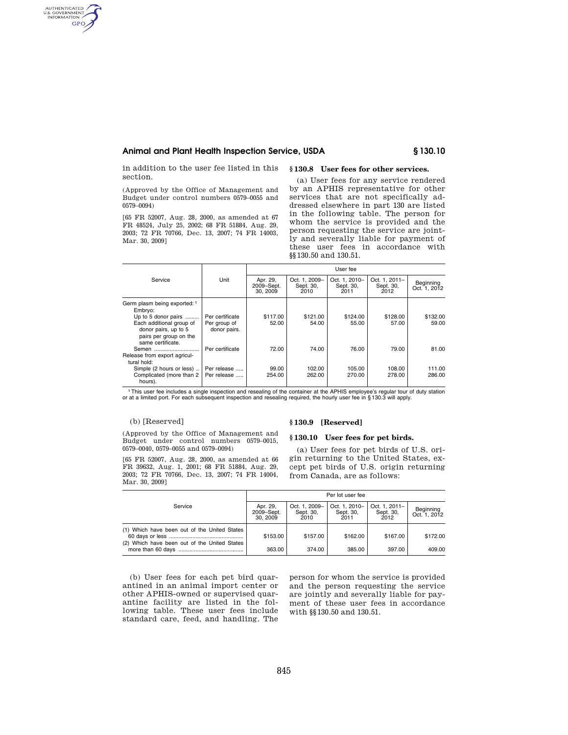in addition to the user fee listed in this section.

(Approved by the Office of Management and Budget under control numbers 0579–0055 and 0579–0094)

[65 FR 52007, Aug. 28, 2000, as amended at 67 FR 48524, July 25, 2002; 68 FR 51884, Aug. 29, 2003; 72 FR 70766, Dec. 13, 2007; 74 FR 14003, Mar. 30, 2009]

## § 130.8 User fees for other services.

(a) User fees for any service rendered by an APHIS representative for other services that are not specifically addressed elsewhere in part 130 are listed in the following table. The person for whom the service is provided and the person requesting the service are jointly and severally liable for payment of these user fees in accordance with §§ 130.50 and 130.51.

| Service | Unit | User fee | | | | |
|---|---|---|---|---|---|---|
| | | Apr. 29, 2009–Sept. 30, 2009 | Oct. 1, 2009–Sept. 30, 2010 | Oct. 1, 2010–Sept. 30, 2011 | Oct. 1, 2011–Sept. 30, 2012 | Beginning Oct. 1, 2012 |
| Germ plasm being exported: [1] | | | | | | |
| Embryo: | | | | | | |
| Up to 5 donor pairs | Per certificate | $117.00 | $121.00 | $124.00 | $128.00 | $132.00 |
| Each additional group of donor pairs, up to 5 pairs per group on the same certificate. | Per group of donor pairs. | 52.00 | 54.00 | 55.00 | 57.00 | 59.00 |
| Semen | Per certificate | 72.00 | 74.00 | 76.00 | 79.00 | 81.00 |
| Release from export agricultural hold: | | | | | | |
| Simple (2 hours or less) | Per release | 99.00 | 102.00 | 105.00 | 108.00 | 111.00 |
| Complicated (more than 2 hours). | Per release | 254.00 | 262.00 | 270.00 | 278.00 | 286.00 |

[1] This user fee includes a single inspection and resealing of the container at the APHIS employee's regular tour of duty station or at a limited port. For each subsequent inspection and resealing required, the hourly user fee in § 130.3 will apply.

(b) [Reserved]

(Approved by the Office of Management and Budget under control numbers 0579–0015, 0579–0040, 0579–0055 and 0579–0094)

[65 FR 52007, Aug. 28, 2000, as amended at 66 FR 39632, Aug. 1, 2001; 68 FR 51884, Aug. 29, 2003; 72 FR 70766, Dec. 13, 2007; 74 FR 14004, Mar. 30, 2009]

## § 130.9 [Reserved]

## § 130.10 User fees for pet birds.

(a) User fees for pet birds of U.S. origin returning to the United States, except pet birds of U.S. origin returning from Canada, are as follows:

| Service | Per lot user fee | | | | |
|---|---|---|---|---|---|
| | Apr. 29, 2009–Sept. 30, 2009 | Oct. 1, 2009–Sept. 30, 2010 | Oct. 1, 2010–Sept. 30, 2011 | Oct. 1, 2011–Sept. 30, 2012 | Beginning Oct. 1, 2012 |
| (1) Which have been out of the United States 60 days or less | $153.00 | $157.00 | $162.00 | $167.00 | $172.00 |
| (2) Which have been out of the United States more than 60 days | 363.00 | 374.00 | 385.00 | 397.00 | 409.00 |

(b) User fees for each pet bird quarantined in an animal import center or other APHIS-owned or supervised quarantine facility are listed in the following table. These user fees include standard care, feed, and handling. The person for whom the service is provided and the person requesting the service are jointly and severally liable for payment of these user fees in accordance with §§ 130.50 and 130.51.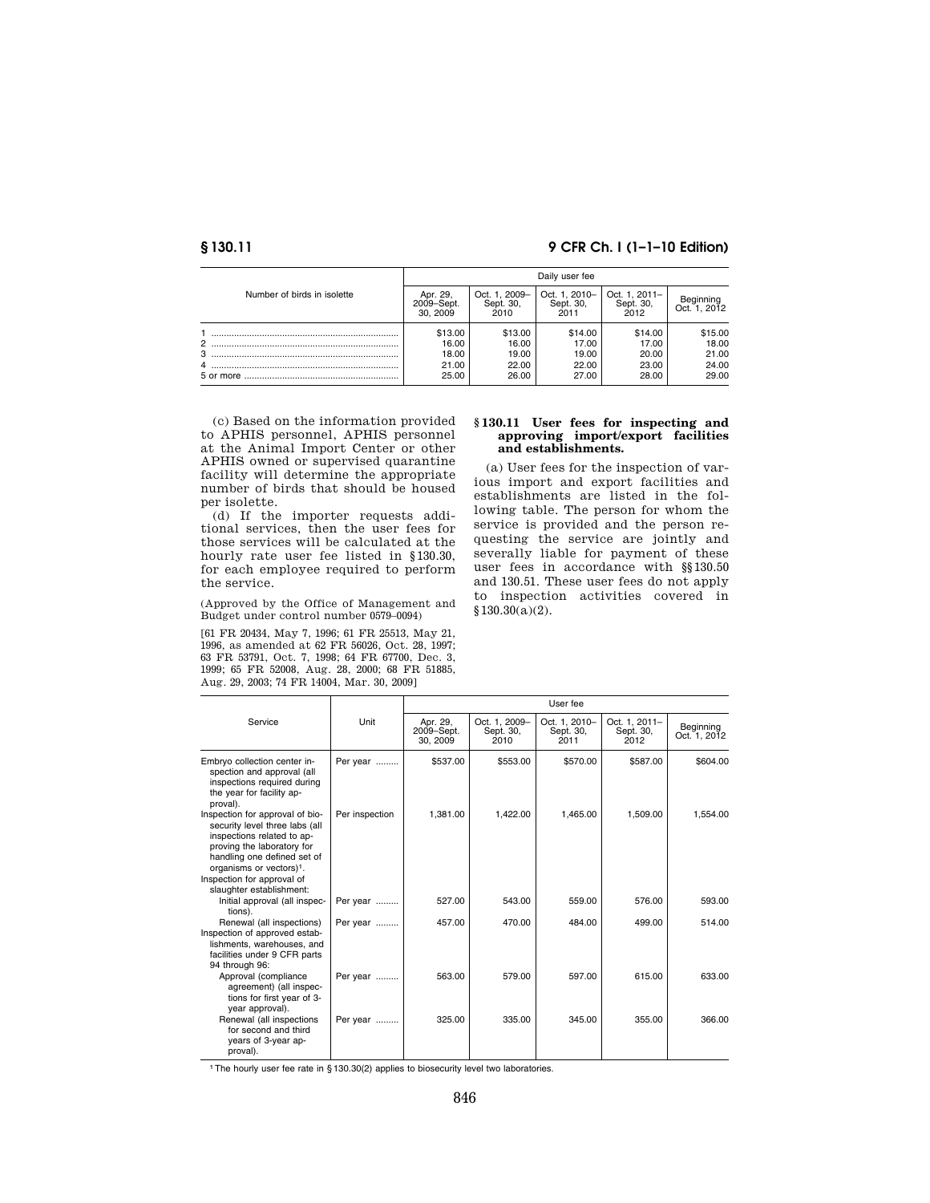| Number of birds in isolette | Daily user fee | | | | |
|---|---|---|---|---|---|
| | Apr. 29, 2009–Sept. 30, 2009 | Oct. 1, 2009–Sept. 30, 2010 | Oct. 1, 2010–Sept. 30, 2011 | Oct. 1, 2011–Sept. 30, 2012 | Beginning Oct. 1, 2012 |
| 1 | $13.00 | $13.00 | $14.00 | $14.00 | $15.00 |
| 2 | 16.00 | 16.00 | 17.00 | 17.00 | 18.00 |
| 3 | 18.00 | 19.00 | 19.00 | 20.00 | 21.00 |
| 4 | 21.00 | 22.00 | 22.00 | 23.00 | 24.00 |
| 5 or more | 25.00 | 26.00 | 27.00 | 28.00 | 29.00 |

(c) Based on the information provided to APHIS personnel, APHIS personnel at the Animal Import Center or other APHIS owned or supervised quarantine facility will determine the appropriate number of birds that should be housed per isolette.

(d) If the importer requests additional services, then the user fees for those services will be calculated at the hourly rate user fee listed in §130.30, for each employee required to perform the service.

(Approved by the Office of Management and Budget under control number 0579–0094)

[61 FR 20434, May 7, 1996; 61 FR 25513, May 21, 1996, as amended at 62 FR 56026, Oct. 28, 1997; 63 FR 53791, Oct. 7, 1998; 64 FR 67700, Dec. 3, 1999; 65 FR 52008, Aug. 28, 2000; 68 FR 51885, Aug. 29, 2003; 74 FR 14004, Mar. 30, 2009]

### §130.11 User fees for inspecting and approving import/export facilities and establishments.

(a) User fees for the inspection of various import and export facilities and establishments are listed in the following table. The person for whom the service is provided and the person requesting the service are jointly and severally liable for payment of these user fees in accordance with §§130.50 and 130.51. These user fees do not apply to inspection activities covered in §130.30(a)(2).

| Service | Unit | User fee | | | | |
|---|---|---|---|---|---|---|
| | | Apr. 29, 2009–Sept. 30, 2009 | Oct. 1, 2009–Sept. 30, 2010 | Oct. 1, 2010–Sept. 30, 2011 | Oct. 1, 2011–Sept. 30, 2012 | Beginning Oct. 1, 2012 |
| Embryo collection center inspection and approval (all inspections required during the year for facility approval). | Per year | $537.00 | $553.00 | $570.00 | $587.00 | $604.00 |
| Inspection for approval of biosecurity level three labs (all inspections related to approving the laboratory for handling one defined set of organisms or vectors)[1]. | Per inspection | 1,381.00 | 1,422.00 | 1,465.00 | 1,509.00 | 1,554.00 |
| Inspection for approval of slaughter establishment: | | | | | | |
| Initial approval (all inspections). | Per year | 527.00 | 543.00 | 559.00 | 576.00 | 593.00 |
| Renewal (all inspections) | Per year | 457.00 | 470.00 | 484.00 | 499.00 | 514.00 |
| Inspection of approved establishments, warehouses, and facilities under 9 CFR parts 94 through 96: | | | | | | |
| Approval (compliance agreement) (all inspections for first year of 3-year approval). | Per year | 563.00 | 579.00 | 597.00 | 615.00 | 633.00 |
| Renewal (all inspections for second and third years of 3-year approval). | Per year | 325.00 | 335.00 | 345.00 | 355.00 | 366.00 |

[1] The hourly user fee rate in §130.30(2) applies to biosecurity level two laboratories.